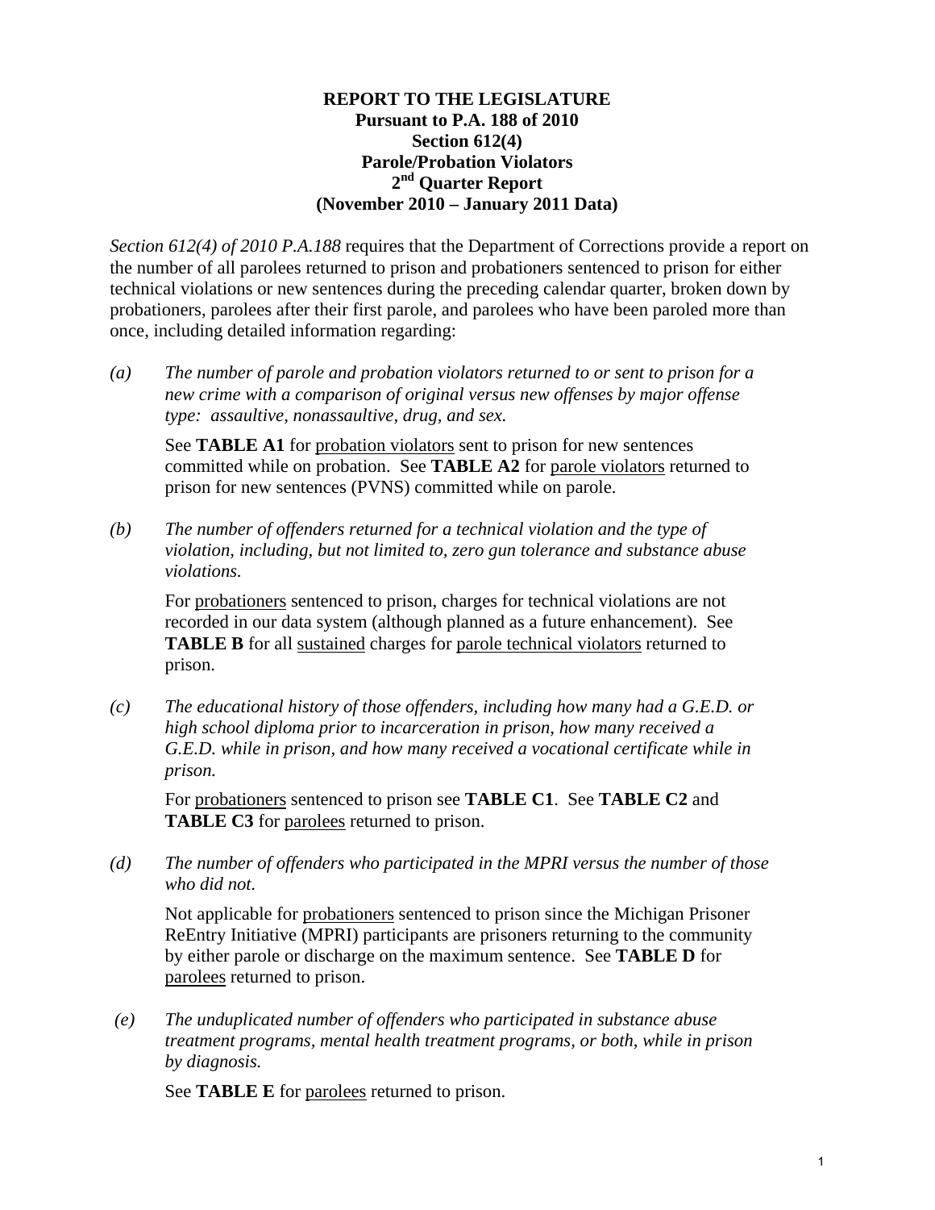**REPORT TO THE LEGISLATURE**
**Pursuant to P.A. 188 of 2010**
**Section 612(4)**
**Parole/Probation Violators**
**2nd Quarter Report**
**(November 2010 – January 2011 Data)**

*Section 612(4) of 2010 P.A.188* requires that the Department of Corrections provide a report on the number of all parolees returned to prison and probationers sentenced to prison for either technical violations or new sentences during the preceding calendar quarter, broken down by probationers, parolees after their first parole, and parolees who have been paroled more than once, including detailed information regarding:

*(a)* *The number of parole and probation violators returned to or sent to prison for a new crime with a comparison of original versus new offenses by major offense type: assaultive, nonassaultive, drug, and sex.*

See **TABLE A1** for probation violators sent to prison for new sentences committed while on probation. See **TABLE A2** for parole violators returned to prison for new sentences (PVNS) committed while on parole.

*(b)* *The number of offenders returned for a technical violation and the type of violation, including, but not limited to, zero gun tolerance and substance abuse violations.*

For probationers sentenced to prison, charges for technical violations are not recorded in our data system (although planned as a future enhancement). See **TABLE B** for all sustained charges for parole technical violators returned to prison.

*(c)* *The educational history of those offenders, including how many had a G.E.D. or high school diploma prior to incarceration in prison, how many received a G.E.D. while in prison, and how many received a vocational certificate while in prison.*

For probationers sentenced to prison see **TABLE C1**. See **TABLE C2** and **TABLE C3** for parolees returned to prison.

*(d)* *The number of offenders who participated in the MPRI versus the number of those who did not.*

Not applicable for probationers sentenced to prison since the Michigan Prisoner ReEntry Initiative (MPRI) participants are prisoners returning to the community by either parole or discharge on the maximum sentence. See **TABLE D** for parolees returned to prison.

*(e)* *The unduplicated number of offenders who participated in substance abuse treatment programs, mental health treatment programs, or both, while in prison by diagnosis.*

See **TABLE E** for parolees returned to prison.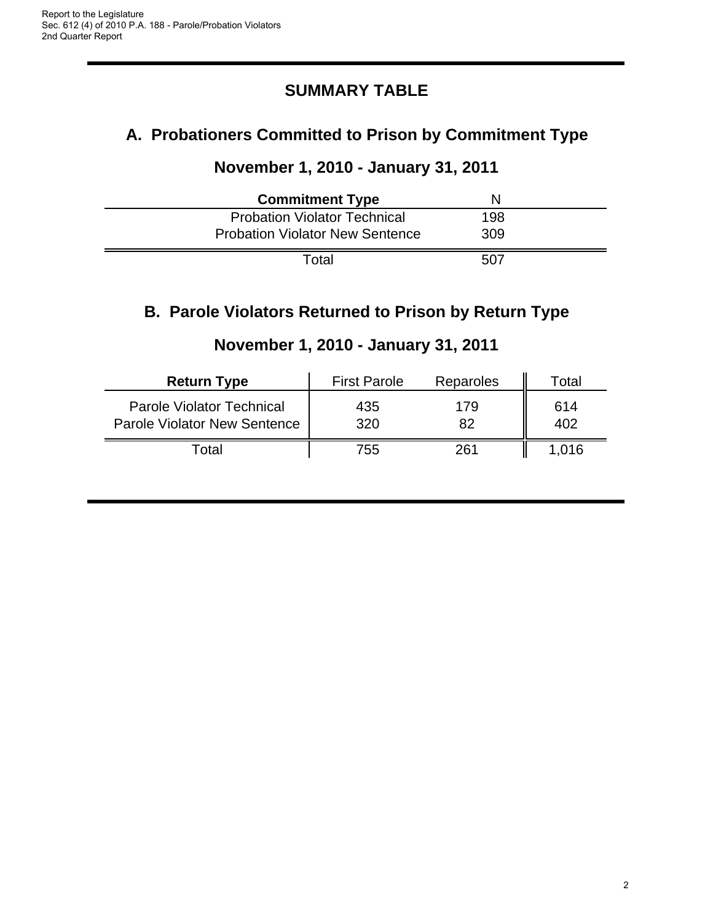# SUMMARY TABLE

## A. Probationers Committed to Prison by Commitment Type

### November 1, 2010 - January 31, 2011

| Commitment Type | N |
|---|---|
| Probation Violator Technical | 198 |
| Probation Violator New Sentence | 309 |
| Total | 507 |

## B. Parole Violators Returned to Prison by Return Type

### November 1, 2010 - January 31, 2011

| Return Type | First Parole | Reparoles | Total |
|---|---|---|---|
| Parole Violator Technical | 435 | 179 | 614 |
| Parole Violator New Sentence | 320 | 82 | 402 |
| Total | 755 | 261 | 1,016 |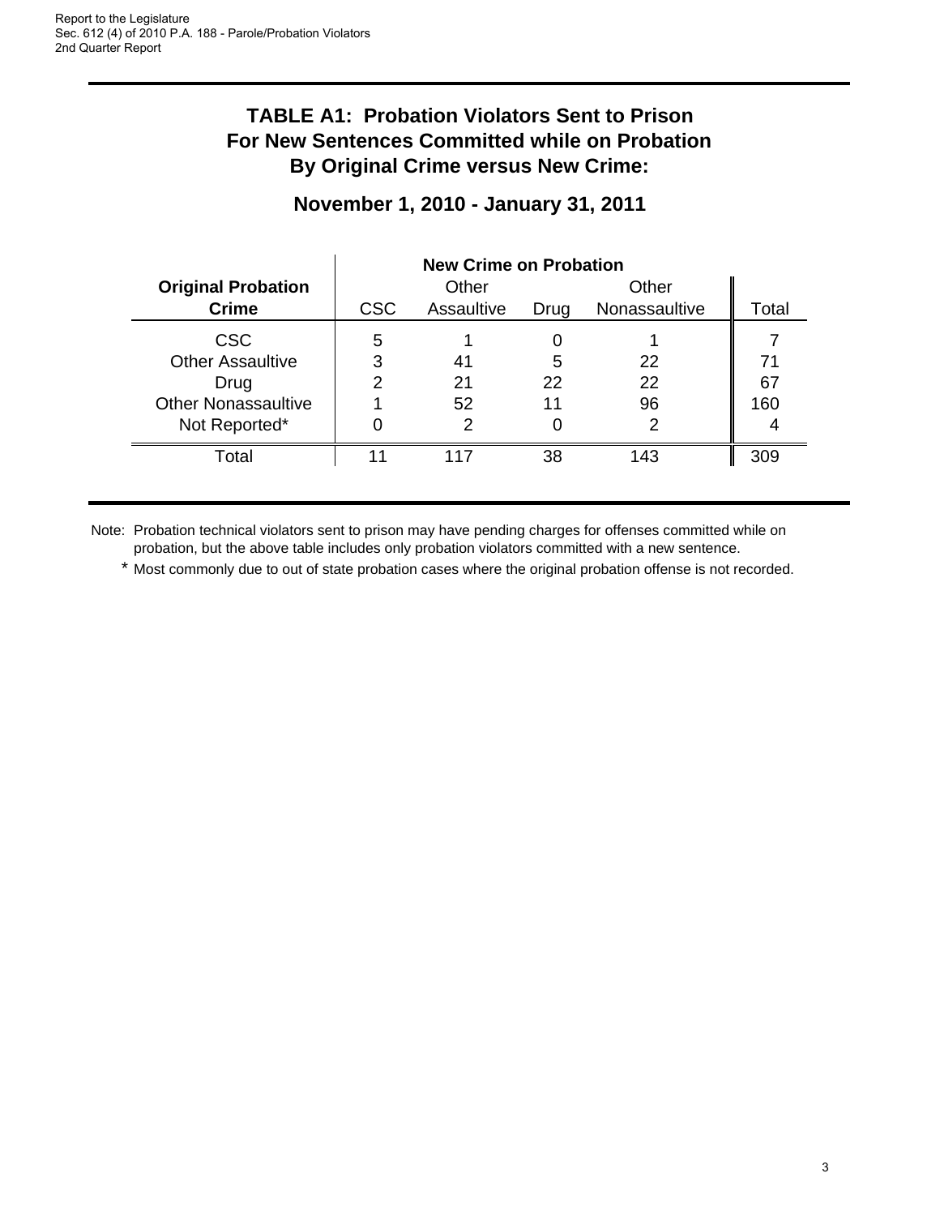# TABLE A1: Probation Violators Sent to Prison For New Sentences Committed while on Probation By Original Crime versus New Crime:

## November 1, 2010 - January 31, 2011

| Original Probation Crime | New Crime on Probation | | | | |
|---|---|---|---|---|---|
| | CSC | Other Assaultive | Drug | Other Nonassaultive | Total |
| CSC | 5 | 1 | 0 | 1 | 7 |
| Other Assaultive | 3 | 41 | 5 | 22 | 71 |
| Drug | 2 | 21 | 22 | 22 | 67 |
| Other Nonassaultive | 1 | 52 | 11 | 96 | 160 |
| Not Reported* | 0 | 2 | 0 | 2 | 4 |
| Total | 11 | 117 | 38 | 143 | 309 |

Note: Probation technical violators sent to prison may have pending charges for offenses committed while on probation, but the above table includes only probation violators committed with a new sentence.

\* Most commonly due to out of state probation cases where the original probation offense is not recorded.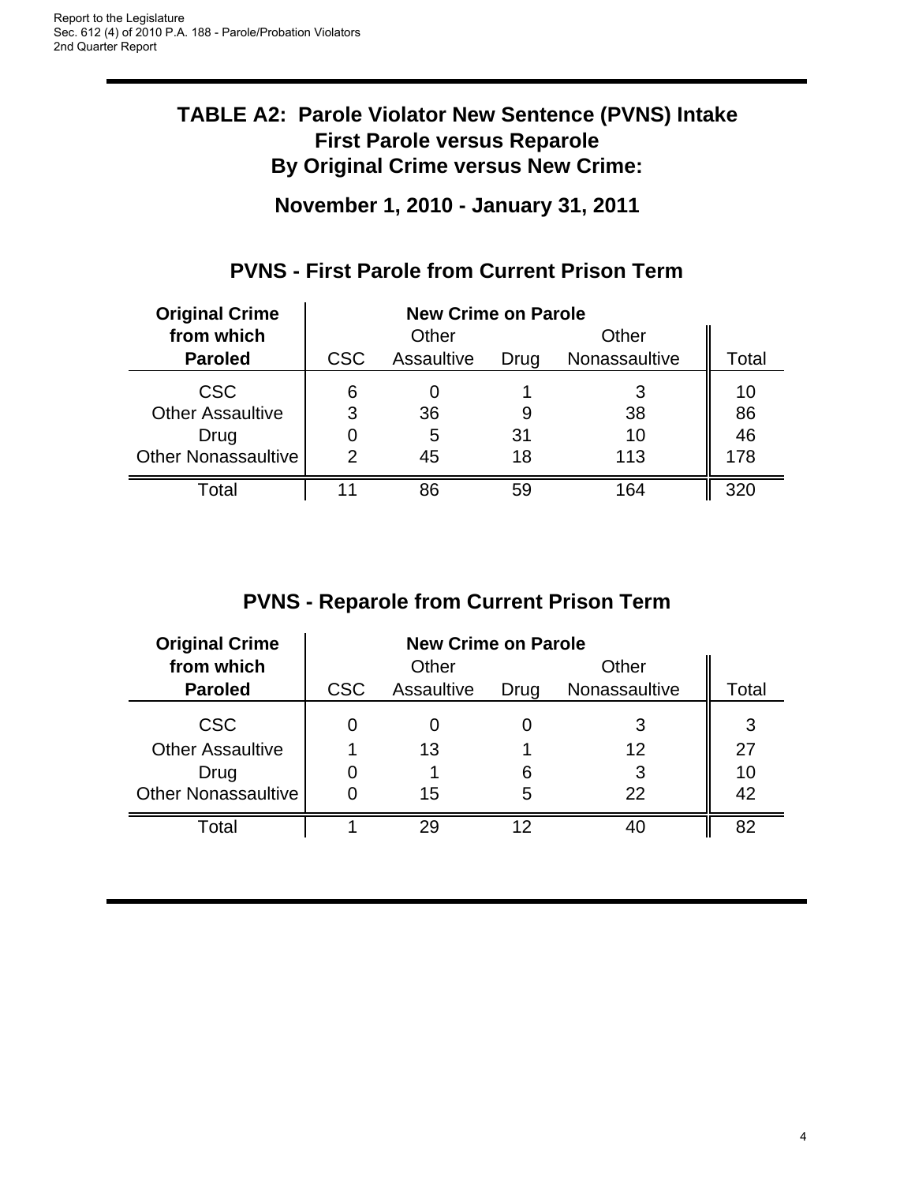# TABLE A2: Parole Violator New Sentence (PVNS) Intake
# First Parole versus Reparole
# By Original Crime versus New Crime:

## November 1, 2010 - January 31, 2011

## PVNS - First Parole from Current Prison Term

| Original Crime from which Paroled | New Crime on Parole | | | | |
|---|---|---|---|---|---|
| | CSC | Other Assaultive | Drug | Other Nonassaultive | Total |
| CSC | 6 | 0 | 1 | 3 | 10 |
| Other Assaultive | 3 | 36 | 9 | 38 | 86 |
| Drug | 0 | 5 | 31 | 10 | 46 |
| Other Nonassaultive | 2 | 45 | 18 | 113 | 178 |
| Total | 11 | 86 | 59 | 164 | 320 |

## PVNS - Reparole from Current Prison Term

| Original Crime from which Paroled | New Crime on Parole | | | | |
|---|---|---|---|---|---|
| | CSC | Other Assaultive | Drug | Other Nonassaultive | Total |
| CSC | 0 | 0 | 0 | 3 | 3 |
| Other Assaultive | 1 | 13 | 1 | 12 | 27 |
| Drug | 0 | 1 | 6 | 3 | 10 |
| Other Nonassaultive | 0 | 15 | 5 | 22 | 42 |
| Total | 1 | 29 | 12 | 40 | 82 |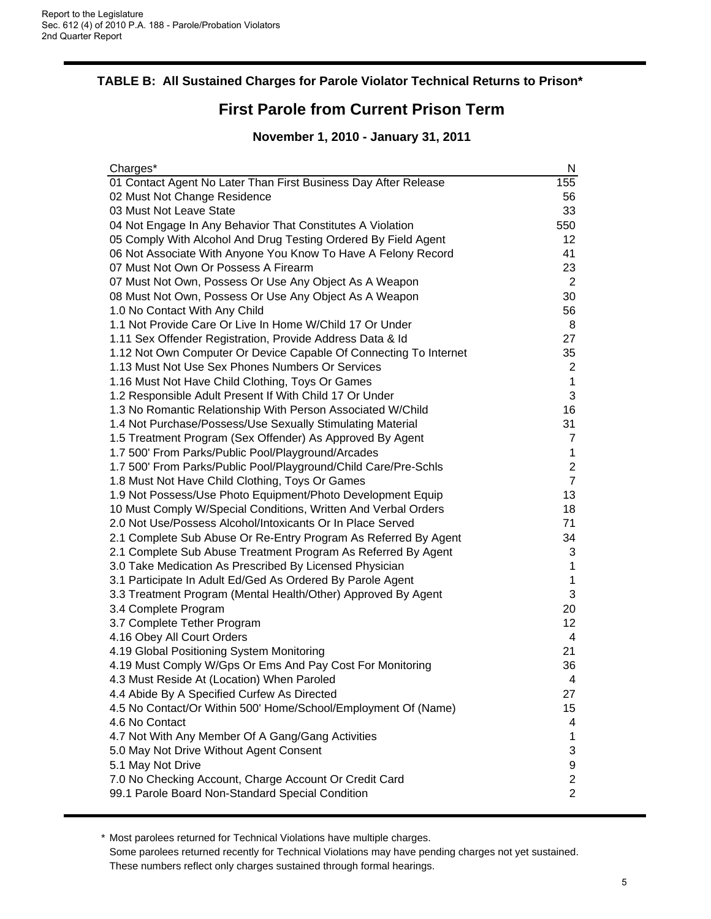## TABLE B: All Sustained Charges for Parole Violator Technical Returns to Prison*

# First Parole from Current Prison Term

### November 1, 2010 - January 31, 2011

| Charges* | N |
|---|---|
| 01 Contact Agent No Later Than First Business Day After Release | 155 |
| 02 Must Not Change Residence | 56 |
| 03 Must Not Leave State | 33 |
| 04 Not Engage In Any Behavior That Constitutes A Violation | 550 |
| 05 Comply With Alcohol And Drug Testing Ordered By Field Agent | 12 |
| 06 Not Associate With Anyone You Know To Have A Felony Record | 41 |
| 07 Must Not Own Or Possess A Firearm | 23 |
| 07 Must Not Own, Possess Or Use Any Object As A Weapon | 2 |
| 08 Must Not Own, Possess Or Use Any Object As A Weapon | 30 |
| 1.0 No Contact With Any Child | 56 |
| 1.1 Not Provide Care Or Live In Home W/Child 17 Or Under | 8 |
| 1.11 Sex Offender Registration, Provide Address Data & Id | 27 |
| 1.12 Not Own Computer Or Device Capable Of Connecting To Internet | 35 |
| 1.13 Must Not Use Sex Phones Numbers Or Services | 2 |
| 1.16 Must Not Have Child Clothing, Toys Or Games | 1 |
| 1.2 Responsible Adult Present If With Child 17 Or Under | 3 |
| 1.3 No Romantic Relationship With Person Associated W/Child | 16 |
| 1.4 Not Purchase/Possess/Use Sexually Stimulating Material | 31 |
| 1.5 Treatment Program (Sex Offender) As Approved By Agent | 7 |
| 1.7 500' From Parks/Public Pool/Playground/Arcades | 1 |
| 1.7 500' From Parks/Public Pool/Playground/Child Care/Pre-Schls | 2 |
| 1.8 Must Not Have Child Clothing, Toys Or Games | 7 |
| 1.9 Not Possess/Use Photo Equipment/Photo Development Equip | 13 |
| 10 Must Comply W/Special Conditions, Written And Verbal Orders | 18 |
| 2.0 Not Use/Possess Alcohol/Intoxicants Or In Place Served | 71 |
| 2.1 Complete Sub Abuse Or Re-Entry Program As Referred By Agent | 34 |
| 2.1 Complete Sub Abuse Treatment Program As Referred By Agent | 3 |
| 3.0 Take Medication As Prescribed By Licensed Physician | 1 |
| 3.1 Participate In Adult Ed/Ged As Ordered By Parole Agent | 1 |
| 3.3 Treatment Program (Mental Health/Other) Approved By Agent | 3 |
| 3.4 Complete Program | 20 |
| 3.7 Complete Tether Program | 12 |
| 4.16 Obey All Court Orders | 4 |
| 4.19 Global Positioning System Monitoring | 21 |
| 4.19 Must Comply W/Gps Or Ems And Pay Cost For Monitoring | 36 |
| 4.3 Must Reside At (Location) When Paroled | 4 |
| 4.4 Abide By A Specified Curfew As Directed | 27 |
| 4.5 No Contact/Or Within 500' Home/School/Employment Of (Name) | 15 |
| 4.6 No Contact | 4 |
| 4.7 Not With Any Member Of A Gang/Gang Activities | 1 |
| 5.0 May Not Drive Without Agent Consent | 3 |
| 5.1 May Not Drive | 9 |
| 7.0 No Checking Account, Charge Account Or Credit Card | 2 |
| 99.1 Parole Board Non-Standard Special Condition | 2 |

\* Most parolees returned for Technical Violations have multiple charges.
Some parolees returned recently for Technical Violations may have pending charges not yet sustained.
These numbers reflect only charges sustained through formal hearings.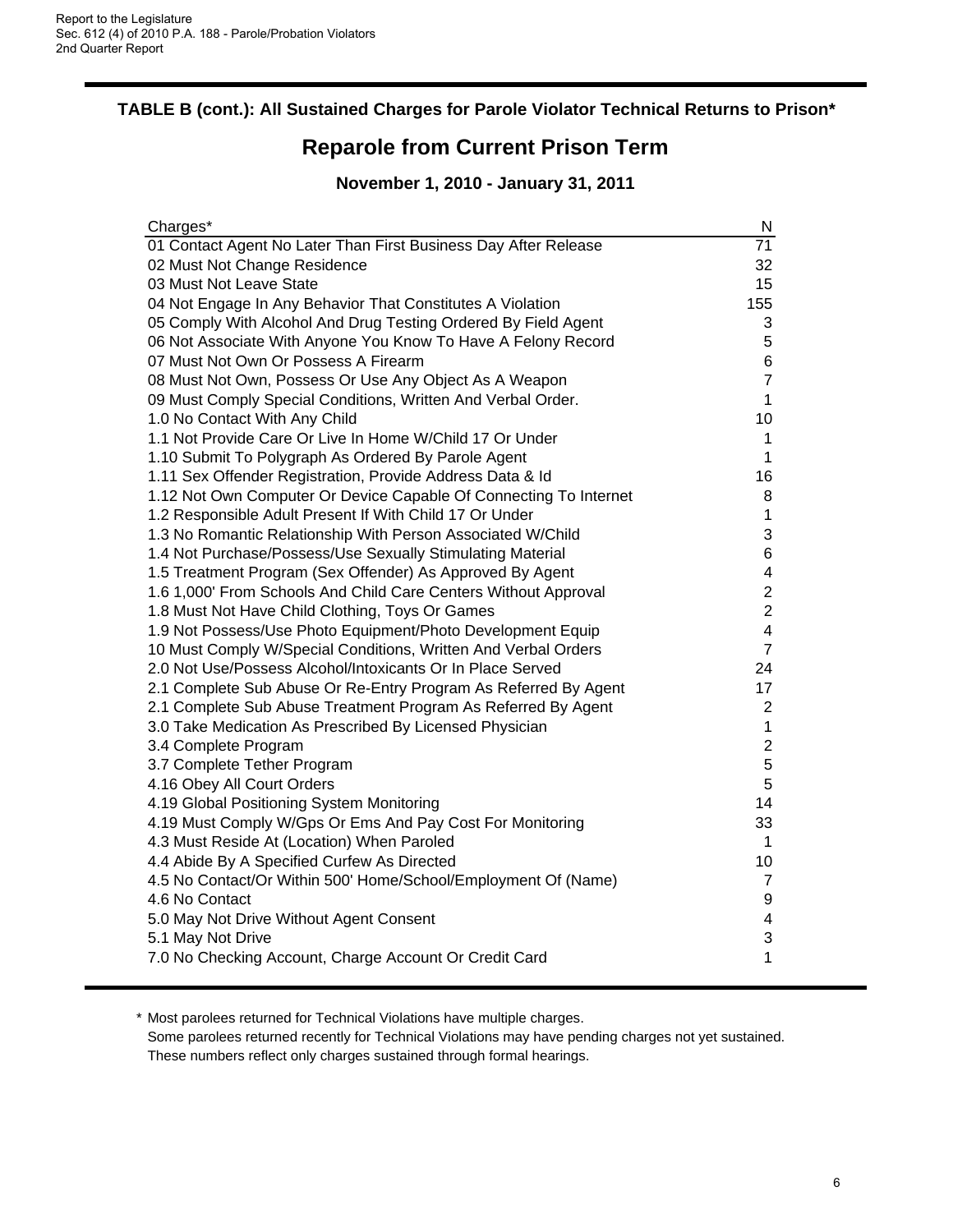### TABLE B (cont.): All Sustained Charges for Parole Violator Technical Returns to Prison*

## Reparole from Current Prison Term

### November 1, 2010 - January 31, 2011

| Charges* | N |
|---|---|
| 01 Contact Agent No Later Than First Business Day After Release | 71 |
| 02 Must Not Change Residence | 32 |
| 03 Must Not Leave State | 15 |
| 04 Not Engage In Any Behavior That Constitutes A Violation | 155 |
| 05 Comply With Alcohol And Drug Testing Ordered By Field Agent | 3 |
| 06 Not Associate With Anyone You Know To Have A Felony Record | 5 |
| 07 Must Not Own Or Possess A Firearm | 6 |
| 08 Must Not Own, Possess Or Use Any Object As A Weapon | 7 |
| 09 Must Comply Special Conditions, Written And Verbal Order. | 1 |
| 1.0 No Contact With Any Child | 10 |
| 1.1 Not Provide Care Or Live In Home W/Child 17 Or Under | 1 |
| 1.10 Submit To Polygraph As Ordered By Parole Agent | 1 |
| 1.11 Sex Offender Registration, Provide Address Data & Id | 16 |
| 1.12 Not Own Computer Or Device Capable Of Connecting To Internet | 8 |
| 1.2 Responsible Adult Present If With Child 17 Or Under | 1 |
| 1.3 No Romantic Relationship With Person Associated W/Child | 3 |
| 1.4 Not Purchase/Possess/Use Sexually Stimulating Material | 6 |
| 1.5 Treatment Program (Sex Offender) As Approved By Agent | 4 |
| 1.6 1,000' From Schools And Child Care Centers Without Approval | 2 |
| 1.8 Must Not Have Child Clothing, Toys Or Games | 2 |
| 1.9 Not Possess/Use Photo Equipment/Photo Development Equip | 4 |
| 10 Must Comply W/Special Conditions, Written And Verbal Orders | 7 |
| 2.0 Not Use/Possess Alcohol/Intoxicants Or In Place Served | 24 |
| 2.1 Complete Sub Abuse Or Re-Entry Program As Referred By Agent | 17 |
| 2.1 Complete Sub Abuse Treatment Program As Referred By Agent | 2 |
| 3.0 Take Medication As Prescribed By Licensed Physician | 1 |
| 3.4 Complete Program | 2 |
| 3.7 Complete Tether Program | 5 |
| 4.16 Obey All Court Orders | 5 |
| 4.19 Global Positioning System Monitoring | 14 |
| 4.19 Must Comply W/Gps Or Ems And Pay Cost For Monitoring | 33 |
| 4.3 Must Reside At (Location) When Paroled | 1 |
| 4.4 Abide By A Specified Curfew As Directed | 10 |
| 4.5 No Contact/Or Within 500' Home/School/Employment Of (Name) | 7 |
| 4.6 No Contact | 9 |
| 5.0 May Not Drive Without Agent Consent | 4 |
| 5.1 May Not Drive | 3 |
| 7.0 No Checking Account, Charge Account Or Credit Card | 1 |

\* Most parolees returned for Technical Violations have multiple charges.
Some parolees returned recently for Technical Violations may have pending charges not yet sustained.
These numbers reflect only charges sustained through formal hearings.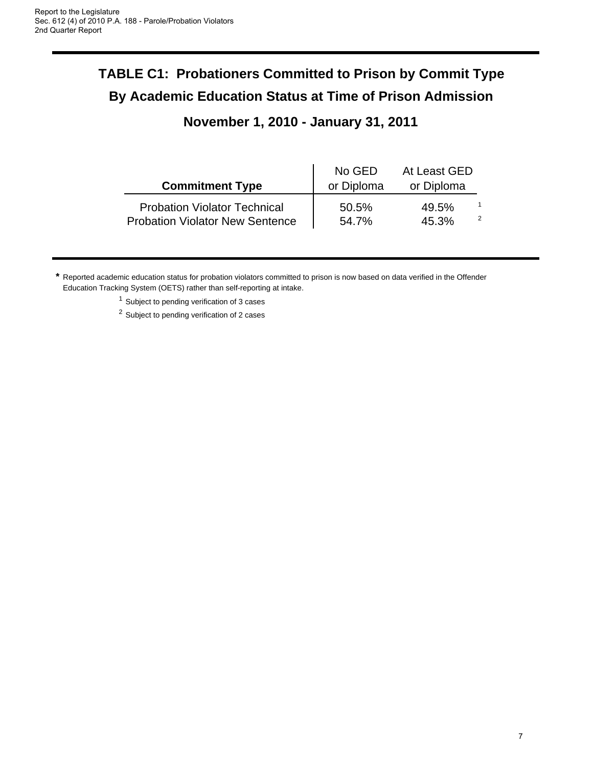## TABLE C1: Probationers Committed to Prison by Commit Type By Academic Education Status at Time of Prison Admission

### November 1, 2010 - January 31, 2011

| Commitment Type | No GED or Diploma | At Least GED or Diploma |
|---|---|---|
| Probation Violator Technical | 50.5% | 49.5% [1] |
| Probation Violator New Sentence | 54.7% | 45.3% [2] |

* Reported academic education status for probation violators committed to prison is now based on data verified in the Offender Education Tracking System (OETS) rather than self-reporting at intake.

[1] Subject to pending verification of 3 cases

[2] Subject to pending verification of 2 cases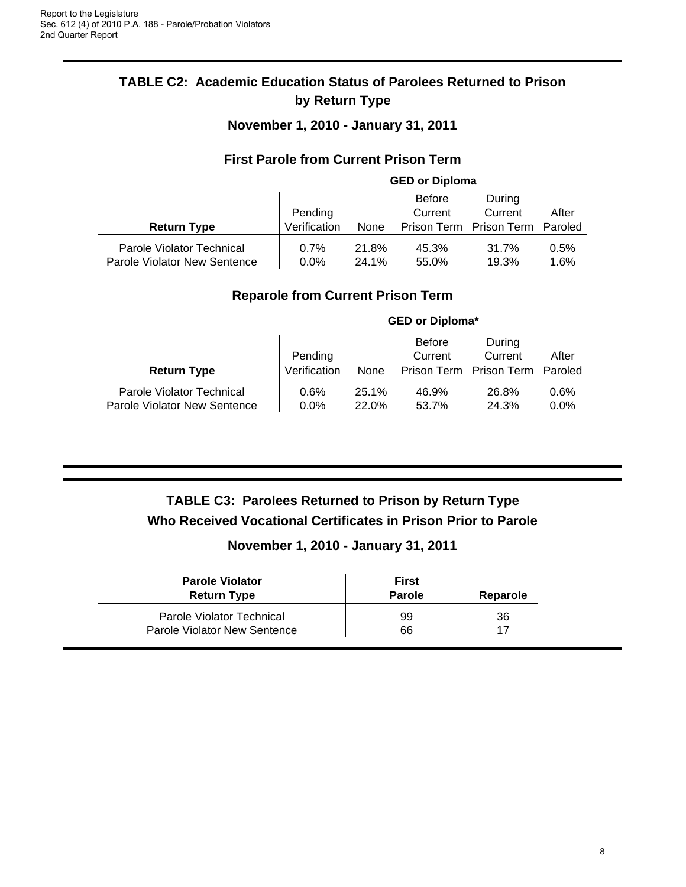## TABLE C2: Academic Education Status of Parolees Returned to Prison by Return Type

### November 1, 2010 - January 31, 2011

### First Parole from Current Prison Term

| | GED or Diploma | | | | |
|---|---|---|---|---|---|
| Return Type | Pending Verification | None | Before Current Prison Term | During Current Prison Term | After Paroled |
| Parole Violator Technical | 0.7% | 21.8% | 45.3% | 31.7% | 0.5% |
| Parole Violator New Sentence | 0.0% | 24.1% | 55.0% | 19.3% | 1.6% |

### Reparole from Current Prison Term

| | GED or Diploma* | | | | |
|---|---|---|---|---|---|
| Return Type | Pending Verification | None | Before Current Prison Term | During Current Prison Term | After Paroled |
| Parole Violator Technical | 0.6% | 25.1% | 46.9% | 26.8% | 0.6% |
| Parole Violator New Sentence | 0.0% | 22.0% | 53.7% | 24.3% | 0.0% |

## TABLE C3: Parolees Returned to Prison by Return Type Who Received Vocational Certificates in Prison Prior to Parole

### November 1, 2010 - January 31, 2011

| Parole Violator Return Type | First Parole | Reparole |
|---|---|---|
| Parole Violator Technical | 99 | 36 |
| Parole Violator New Sentence | 66 | 17 |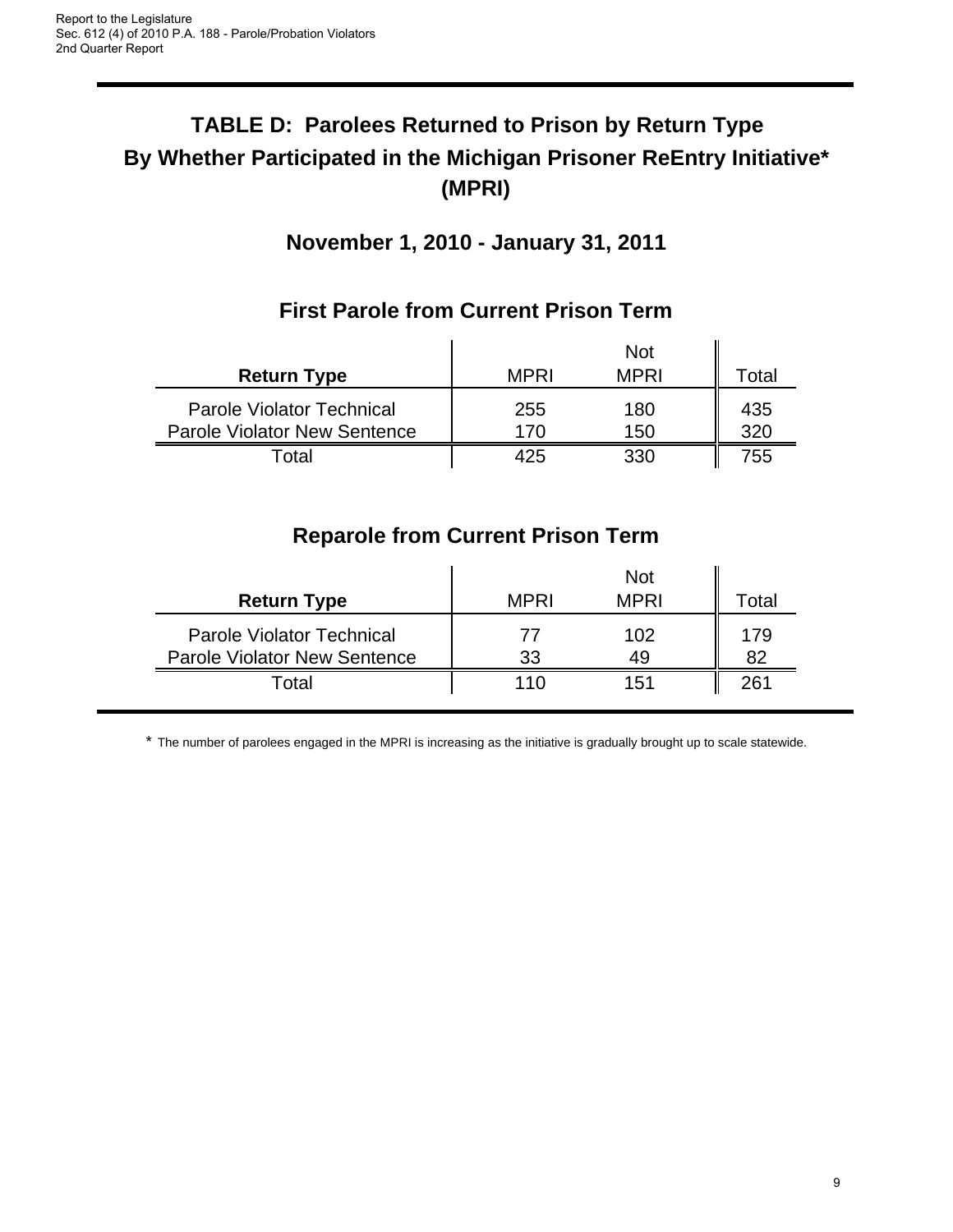# TABLE D: Parolees Returned to Prison by Return Type By Whether Participated in the Michigan Prisoner ReEntry Initiative* (MPRI)

## November 1, 2010 - January 31, 2011

### First Parole from Current Prison Term

| Return Type | MPRI | Not MPRI | Total |
|---|---|---|---|
| Parole Violator Technical | 255 | 180 | 435 |
| Parole Violator New Sentence | 170 | 150 | 320 |
| Total | 425 | 330 | 755 |

### Reparole from Current Prison Term

| Return Type | MPRI | Not MPRI | Total |
|---|---|---|---|
| Parole Violator Technical | 77 | 102 | 179 |
| Parole Violator New Sentence | 33 | 49 | 82 |
| Total | 110 | 151 | 261 |

* The number of parolees engaged in the MPRI is increasing as the initiative is gradually brought up to scale statewide.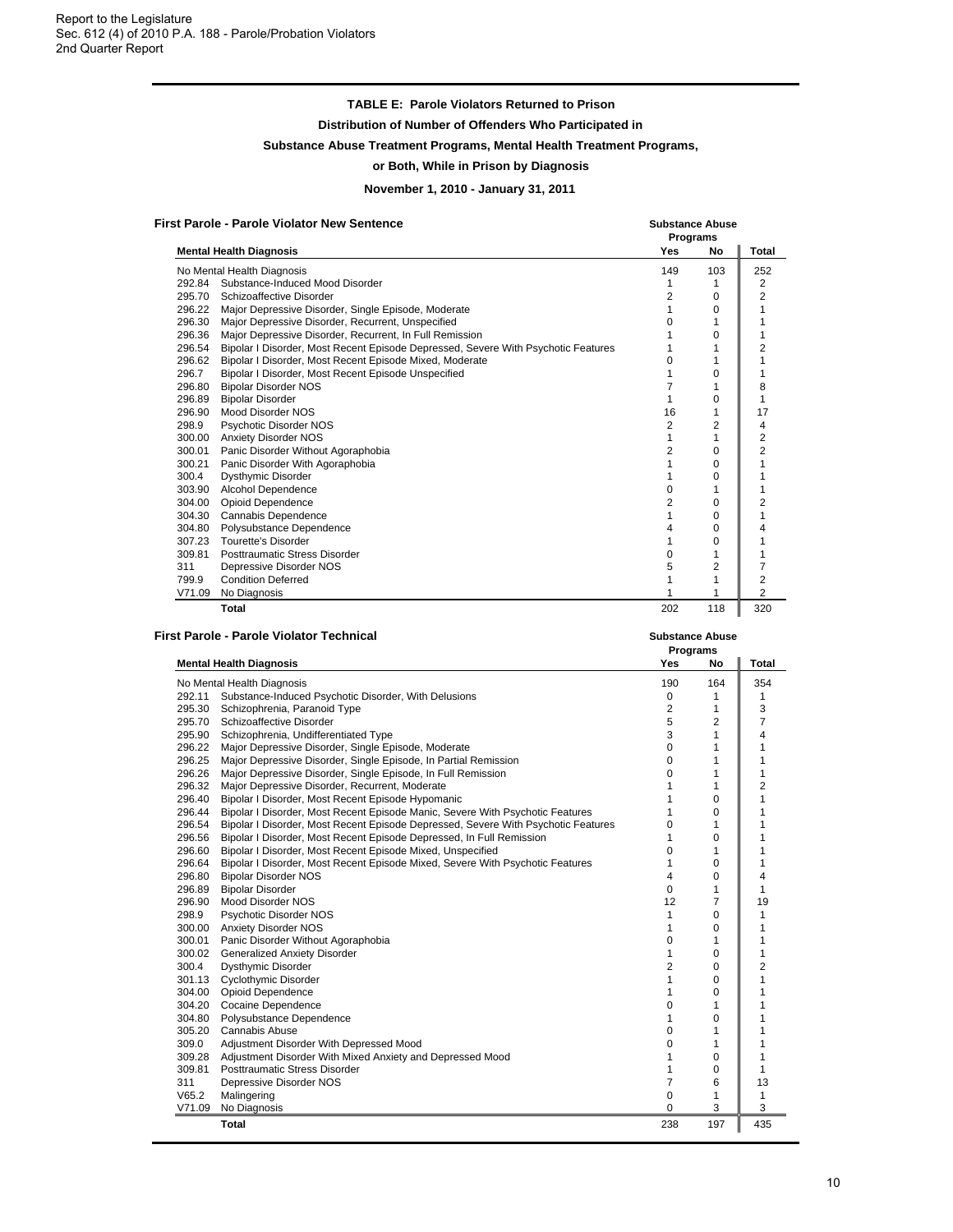Report to the Legislature
Sec. 612 (4) of 2010 P.A. 188 - Parole/Probation Violators
2nd Quarter Report

**TABLE E: Parole Violators Returned to Prison**

**Distribution of Number of Offenders Who Participated in**

**Substance Abuse Treatment Programs, Mental Health Treatment Programs,**

**or Both, While in Prison by Diagnosis**

**November 1, 2010 - January 31, 2011**

**First Parole - Parole Violator New Sentence**

| Mental Health Diagnosis | | Substance Abuse Programs | | Total |
|---|---|---|---|---|
| | | Yes | No | |
| No Mental Health Diagnosis | | 149 | 103 | 252 |
| 292.84 | Substance-Induced Mood Disorder | 1 | 1 | 2 |
| 295.70 | Schizoaffective Disorder | 2 | 0 | 2 |
| 296.22 | Major Depressive Disorder, Single Episode, Moderate | 1 | 0 | 1 |
| 296.30 | Major Depressive Disorder, Recurrent, Unspecified | 0 | 1 | 1 |
| 296.36 | Major Depressive Disorder, Recurrent, In Full Remission | 1 | 0 | 1 |
| 296.54 | Bipolar I Disorder, Most Recent Episode Depressed, Severe With Psychotic Features | 1 | 1 | 2 |
| 296.62 | Bipolar I Disorder, Most Recent Episode Mixed, Moderate | 0 | 1 | 1 |
| 296.7 | Bipolar I Disorder, Most Recent Episode Unspecified | 1 | 0 | 1 |
| 296.80 | Bipolar Disorder NOS | 7 | 1 | 8 |
| 296.89 | Bipolar Disorder | 1 | 0 | 1 |
| 296.90 | Mood Disorder NOS | 16 | 1 | 17 |
| 298.9 | Psychotic Disorder NOS | 2 | 2 | 4 |
| 300.00 | Anxiety Disorder NOS | 1 | 1 | 2 |
| 300.01 | Panic Disorder Without Agoraphobia | 2 | 0 | 2 |
| 300.21 | Panic Disorder With Agoraphobia | 1 | 0 | 1 |
| 300.4 | Dysthymic Disorder | 1 | 0 | 1 |
| 303.90 | Alcohol Dependence | 0 | 1 | 1 |
| 304.00 | Opioid Dependence | 2 | 0 | 2 |
| 304.30 | Cannabis Dependence | 1 | 0 | 1 |
| 304.80 | Polysubstance Dependence | 4 | 0 | 4 |
| 307.23 | Tourette's Disorder | 1 | 0 | 1 |
| 309.81 | Posttraumatic Stress Disorder | 0 | 1 | 1 |
| 311 | Depressive Disorder NOS | 5 | 2 | 7 |
| 799.9 | Condition Deferred | 1 | 1 | 2 |
| V71.09 | No Diagnosis | 1 | 1 | 2 |
| | **Total** | 202 | 118 | 320 |

**First Parole - Parole Violator Technical**

| Mental Health Diagnosis | | Substance Abuse Programs | | Total |
|---|---|---|---|---|
| | | Yes | No | |
| No Mental Health Diagnosis | | 190 | 164 | 354 |
| 292.11 | Substance-Induced Psychotic Disorder, With Delusions | 0 | 1 | 1 |
| 295.30 | Schizophrenia, Paranoid Type | 2 | 1 | 3 |
| 295.70 | Schizoaffective Disorder | 5 | 2 | 7 |
| 295.90 | Schizophrenia, Undifferentiated Type | 3 | 1 | 4 |
| 296.22 | Major Depressive Disorder, Single Episode, Moderate | 0 | 1 | 1 |
| 296.25 | Major Depressive Disorder, Single Episode, In Partial Remission | 0 | 1 | 1 |
| 296.26 | Major Depressive Disorder, Single Episode, In Full Remission | 0 | 1 | 1 |
| 296.32 | Major Depressive Disorder, Recurrent, Moderate | 1 | 1 | 2 |
| 296.40 | Bipolar I Disorder, Most Recent Episode Hypomanic | 1 | 0 | 1 |
| 296.44 | Bipolar I Disorder, Most Recent Episode Manic, Severe With Psychotic Features | 1 | 0 | 1 |
| 296.54 | Bipolar I Disorder, Most Recent Episode Depressed, Severe With Psychotic Features | 0 | 1 | 1 |
| 296.56 | Bipolar I Disorder, Most Recent Episode Depressed, In Full Remission | 1 | 0 | 1 |
| 296.60 | Bipolar I Disorder, Most Recent Episode Mixed, Unspecified | 0 | 1 | 1 |
| 296.64 | Bipolar I Disorder, Most Recent Episode Mixed, Severe With Psychotic Features | 1 | 0 | 1 |
| 296.80 | Bipolar Disorder NOS | 4 | 0 | 4 |
| 296.89 | Bipolar Disorder | 0 | 1 | 1 |
| 296.90 | Mood Disorder NOS | 12 | 7 | 19 |
| 298.9 | Psychotic Disorder NOS | 1 | 0 | 1 |
| 300.00 | Anxiety Disorder NOS | 1 | 0 | 1 |
| 300.01 | Panic Disorder Without Agoraphobia | 0 | 1 | 1 |
| 300.02 | Generalized Anxiety Disorder | 1 | 0 | 1 |
| 300.4 | Dysthymic Disorder | 2 | 0 | 2 |
| 301.13 | Cyclothymic Disorder | 1 | 0 | 1 |
| 304.00 | Opioid Dependence | 1 | 0 | 1 |
| 304.20 | Cocaine Dependence | 0 | 1 | 1 |
| 304.80 | Polysubstance Dependence | 1 | 0 | 1 |
| 305.20 | Cannabis Abuse | 0 | 1 | 1 |
| 309.0 | Adjustment Disorder With Depressed Mood | 0 | 1 | 1 |
| 309.28 | Adjustment Disorder With Mixed Anxiety and Depressed Mood | 1 | 0 | 1 |
| 309.81 | Posttraumatic Stress Disorder | 1 | 0 | 1 |
| 311 | Depressive Disorder NOS | 7 | 6 | 13 |
| V65.2 | Malingering | 0 | 1 | 1 |
| V71.09 | No Diagnosis | 0 | 3 | 3 |
| | **Total** | 238 | 197 | 435 |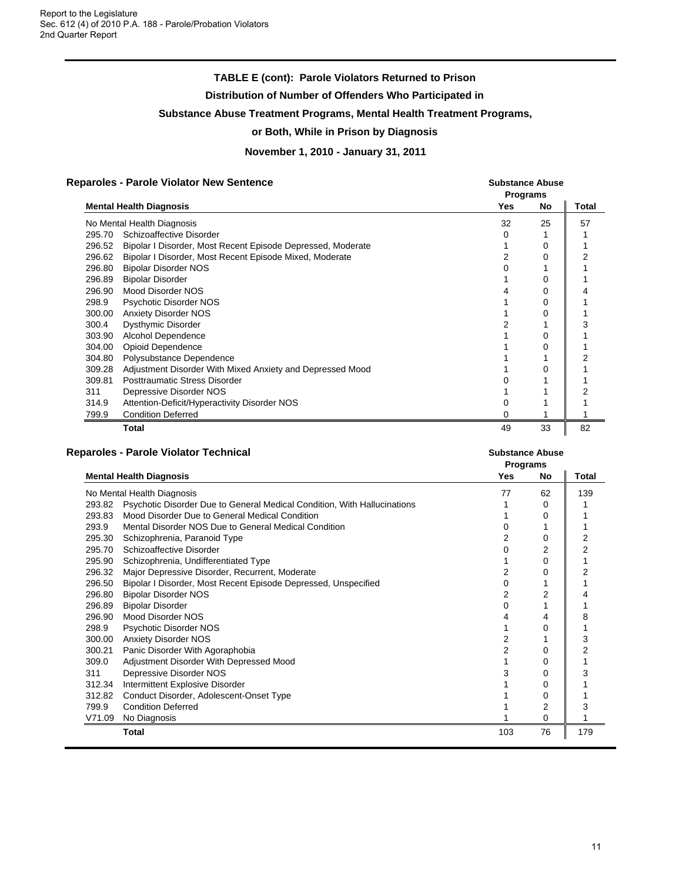## TABLE E (cont): Parole Violators Returned to Prison

## Distribution of Number of Offenders Who Participated in

## Substance Abuse Treatment Programs, Mental Health Treatment Programs,

## or Both, While in Prison by Diagnosis

## November 1, 2010 - January 31, 2011

### Reparoles - Parole Violator New Sentence

| | Mental Health Diagnosis | Substance Abuse Programs | | |
|---|---|---|---|---|
| | | Yes | No | Total |
| | No Mental Health Diagnosis | 32 | 25 | 57 |
| 295.70 | Schizoaffective Disorder | 0 | 1 | 1 |
| 296.52 | Bipolar I Disorder, Most Recent Episode Depressed, Moderate | 1 | 0 | 1 |
| 296.62 | Bipolar I Disorder, Most Recent Episode Mixed, Moderate | 2 | 0 | 2 |
| 296.80 | Bipolar Disorder NOS | 0 | 1 | 1 |
| 296.89 | Bipolar Disorder | 1 | 0 | 1 |
| 296.90 | Mood Disorder NOS | 4 | 0 | 4 |
| 298.9 | Psychotic Disorder NOS | 1 | 0 | 1 |
| 300.00 | Anxiety Disorder NOS | 1 | 0 | 1 |
| 300.4 | Dysthymic Disorder | 2 | 1 | 3 |
| 303.90 | Alcohol Dependence | 1 | 0 | 1 |
| 304.00 | Opioid Dependence | 1 | 0 | 1 |
| 304.80 | Polysubstance Dependence | 1 | 1 | 2 |
| 309.28 | Adjustment Disorder With Mixed Anxiety and Depressed Mood | 1 | 0 | 1 |
| 309.81 | Posttraumatic Stress Disorder | 0 | 1 | 1 |
| 311 | Depressive Disorder NOS | 1 | 1 | 2 |
| 314.9 | Attention-Deficit/Hyperactivity Disorder NOS | 0 | 1 | 1 |
| 799.9 | Condition Deferred | 0 | 1 | 1 |
| | **Total** | 49 | 33 | 82 |

### Reparoles - Parole Violator Technical

| | Mental Health Diagnosis | Substance Abuse Programs | | |
|---|---|---|---|---|
| | | Yes | No | Total |
| | No Mental Health Diagnosis | 77 | 62 | 139 |
| 293.82 | Psychotic Disorder Due to General Medical Condition, With Hallucinations | 1 | 0 | 1 |
| 293.83 | Mood Disorder Due to General Medical Condition | 1 | 0 | 1 |
| 293.9 | Mental Disorder NOS Due to General Medical Condition | 0 | 1 | 1 |
| 295.30 | Schizophrenia, Paranoid Type | 2 | 0 | 2 |
| 295.70 | Schizoaffective Disorder | 0 | 2 | 2 |
| 295.90 | Schizophrenia, Undifferentiated Type | 1 | 0 | 1 |
| 296.32 | Major Depressive Disorder, Recurrent, Moderate | 2 | 0 | 2 |
| 296.50 | Bipolar I Disorder, Most Recent Episode Depressed, Unspecified | 0 | 1 | 1 |
| 296.80 | Bipolar Disorder NOS | 2 | 2 | 4 |
| 296.89 | Bipolar Disorder | 0 | 1 | 1 |
| 296.90 | Mood Disorder NOS | 4 | 4 | 8 |
| 298.9 | Psychotic Disorder NOS | 1 | 0 | 1 |
| 300.00 | Anxiety Disorder NOS | 2 | 1 | 3 |
| 300.21 | Panic Disorder With Agoraphobia | 2 | 0 | 2 |
| 309.0 | Adjustment Disorder With Depressed Mood | 1 | 0 | 1 |
| 311 | Depressive Disorder NOS | 3 | 0 | 3 |
| 312.34 | Intermittent Explosive Disorder | 1 | 0 | 1 |
| 312.82 | Conduct Disorder, Adolescent-Onset Type | 1 | 0 | 1 |
| 799.9 | Condition Deferred | 1 | 2 | 3 |
| V71.09 | No Diagnosis | 1 | 0 | 1 |
| | **Total** | 103 | 76 | 179 |